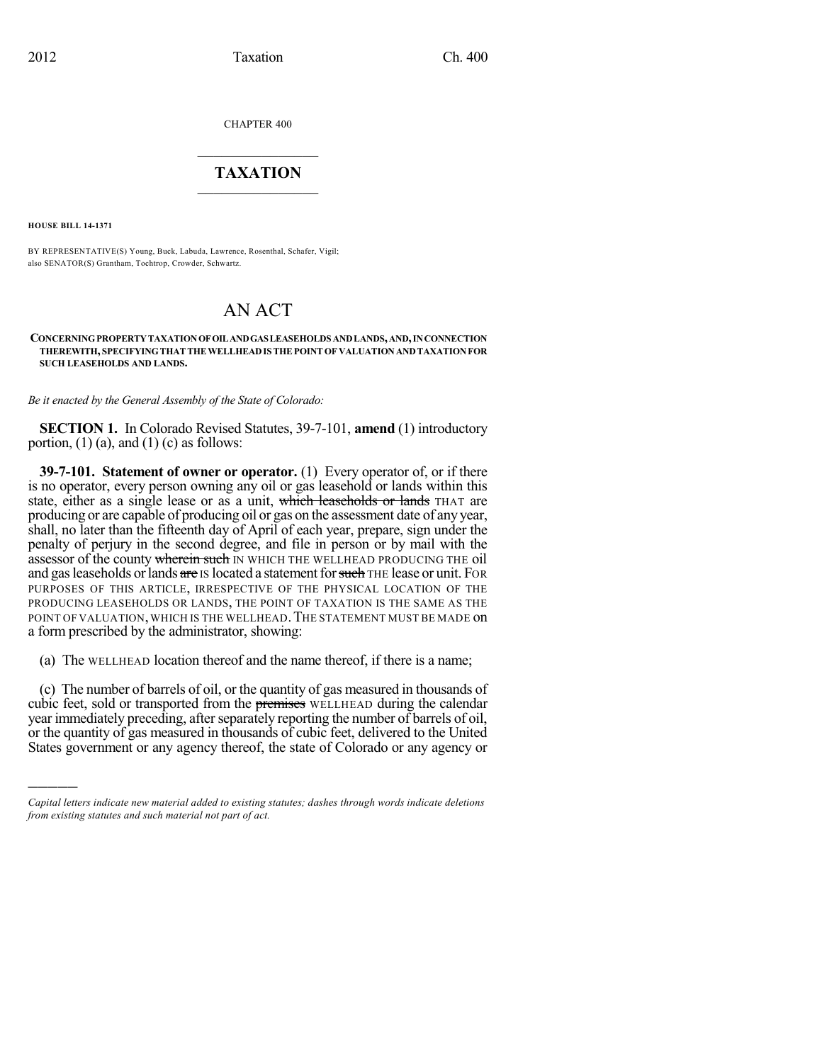CHAPTER 400

# TAXATION

**HOUSE BILL 14-1371**

BY REPRESENTATIVE(S) Young, Buck, Labuda, Lawrence, Rosenthal, Schafer, Vigil; also SENATOR(S) Grantham, Tochtrop, Crowder, Schwartz.

# AN ACT

**CONCERNING PROPERTY TAXATION OF OIL AND GAS LEASEHOLDS AND LANDS, AND, IN CONNECTION THEREWITH, SPECIFYING THAT THE WELLHEAD IS THE POINT OF VALUATION AND TAXATION FOR SUCH LEASEHOLDS AND LANDS.**

*Be it enacted by the General Assembly of the State of Colorado:*

**SECTION 1.** In Colorado Revised Statutes, 39-7-101, **amend** (1) introductory portion, (1) (a), and (1) (c) as follows:

**39-7-101. Statement of owner or operator.** (1) Every operator of, or if there is no operator, every person owning any oil or gas leasehold or lands within this state, either as a single lease or as a unit, ~~which leaseholds or lands~~ THAT are producing or are capable of producing oil or gas on the assessment date of any year, shall, no later than the fifteenth day of April of each year, prepare, sign under the penalty of perjury in the second degree, and file in person or by mail with the assessor of the county ~~wherein such~~ IN WHICH THE WELLHEAD PRODUCING THE oil and gas leaseholds or lands ~~are~~ IS located a statement for ~~such~~ THE lease or unit. FOR PURPOSES OF THIS ARTICLE, IRRESPECTIVE OF THE PHYSICAL LOCATION OF THE PRODUCING LEASEHOLDS OR LANDS, THE POINT OF TAXATION IS THE SAME AS THE POINT OF VALUATION, WHICH IS THE WELLHEAD. THE STATEMENT MUST BE MADE on a form prescribed by the administrator, showing:

(a) The WELLHEAD location thereof and the name thereof, if there is a name;

(c) The number of barrels of oil, or the quantity of gas measured in thousands of cubic feet, sold or transported from the ~~premises~~ WELLHEAD during the calendar year immediately preceding, after separately reporting the number of barrels of oil, or the quantity of gas measured in thousands of cubic feet, delivered to the United States government or any agency thereof, the state of Colorado or any agency or

*Capital letters indicate new material added to existing statutes; dashes through words indicate deletions from existing statutes and such material not part of act.*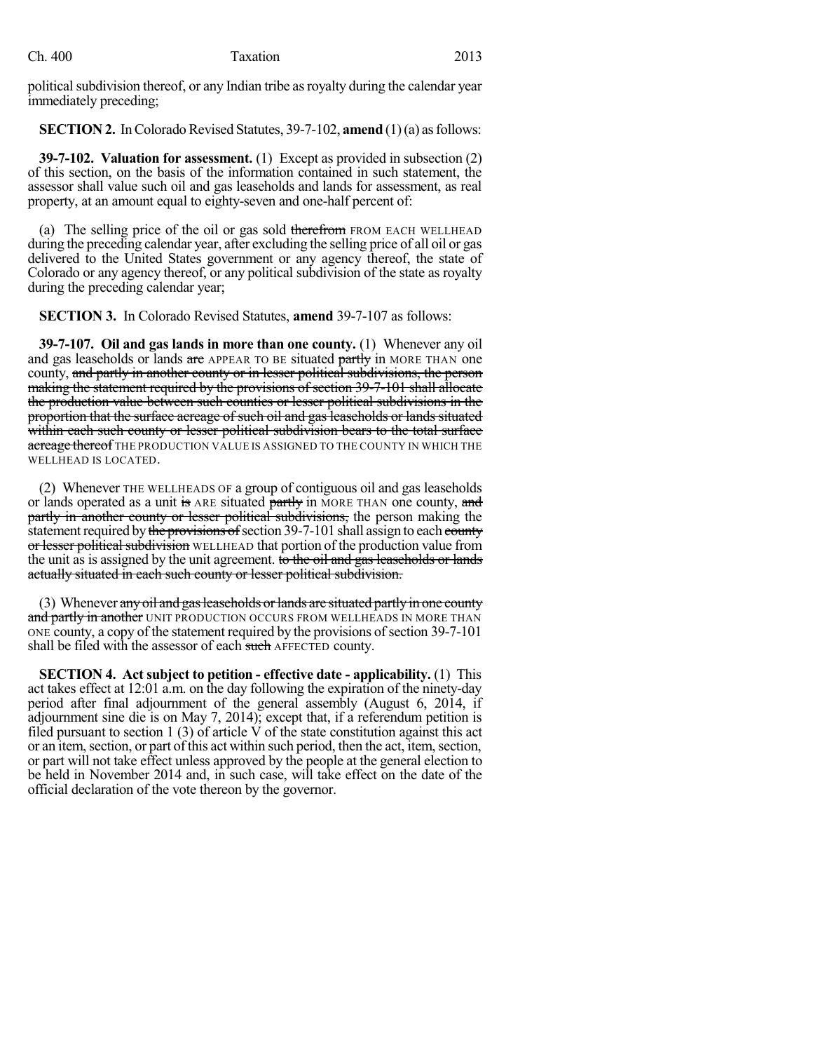political subdivision thereof, or any Indian tribe as royalty during the calendar year immediately preceding;

**SECTION 2.** In Colorado Revised Statutes, 39-7-102, **amend** (1) (a) as follows:

**39-7-102. Valuation for assessment.** (1) Except as provided in subsection (2) of this section, on the basis of the information contained in such statement, the assessor shall value such oil and gas leaseholds and lands for assessment, as real property, at an amount equal to eighty-seven and one-half percent of:

(a) The selling price of the oil or gas sold ~~therefrom~~ FROM EACH WELLHEAD during the preceding calendar year, after excluding the selling price of all oil or gas delivered to the United States government or any agency thereof, the state of Colorado or any agency thereof, or any political subdivision of the state as royalty during the preceding calendar year;

**SECTION 3.** In Colorado Revised Statutes, **amend** 39-7-107 as follows:

**39-7-107. Oil and gas lands in more than one county.** (1) Whenever any oil and gas leaseholds or lands ~~are~~ APPEAR TO BE situated ~~partly~~ in MORE THAN one county, ~~and partly in another county or in lesser political subdivisions, the person making the statement required by the provisions of section 39-7-101 shall allocate the production value between such counties or lesser political subdivisions in the proportion that the surface acreage of such oil and gas leaseholds or lands situated within each such county or lesser political subdivision bears to the total surface acreage thereof~~ THE PRODUCTION VALUE IS ASSIGNED TO THE COUNTY IN WHICH THE WELLHEAD IS LOCATED.

(2) Whenever THE WELLHEADS OF a group of contiguous oil and gas leaseholds or lands operated as a unit ~~is~~ ARE situated ~~partly~~ in MORE THAN one county, ~~and partly in another county or lesser political subdivisions,~~ the person making the statement required by ~~the provisions of~~ section 39-7-101 shall assign to each ~~county or lesser political subdivision~~ WELLHEAD that portion of the production value from the unit as is assigned by the unit agreement. ~~to the oil and gas leaseholds or lands actually situated in each such county or lesser political subdivision.~~

(3) Whenever ~~any oil and gas leaseholds or lands are situated partly in one county and partly in another~~ UNIT PRODUCTION OCCURS FROM WELLHEADS IN MORE THAN ONE county, a copy of the statement required by the provisions of section 39-7-101 shall be filed with the assessor of each ~~such~~ AFFECTED county.

**SECTION 4. Act subject to petition - effective date - applicability.** (1) This act takes effect at 12:01 a.m. on the day following the expiration of the ninety-day period after final adjournment of the general assembly (August 6, 2014, if adjournment sine die is on May 7, 2014); except that, if a referendum petition is filed pursuant to section 1 (3) of article V of the state constitution against this act or an item, section, or part of this act within such period, then the act, item, section, or part will not take effect unless approved by the people at the general election to be held in November 2014 and, in such case, will take effect on the date of the official declaration of the vote thereon by the governor.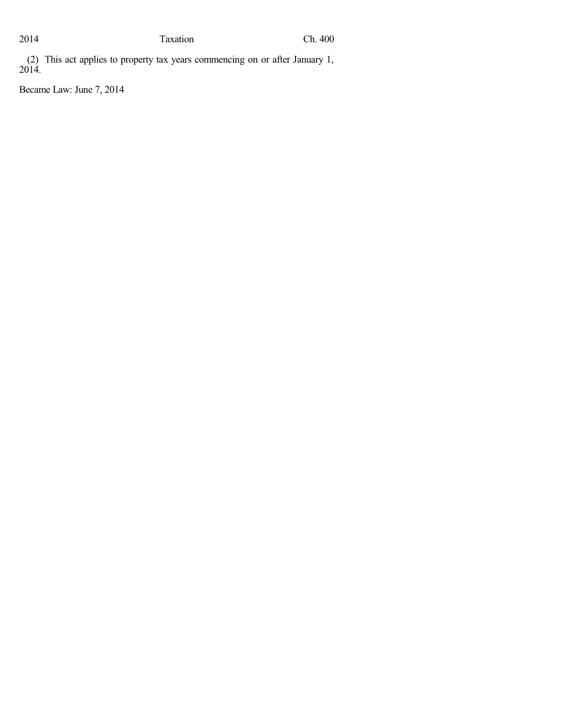(2) This act applies to property tax years commencing on or after January 1, 2014.

Became Law: June 7, 2014